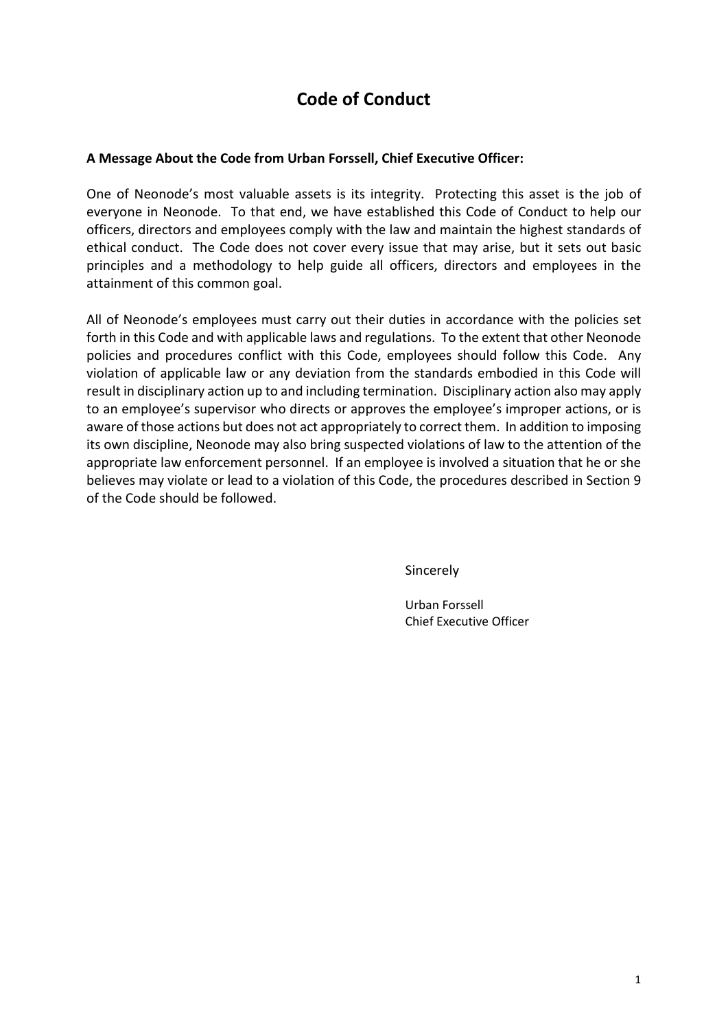# Code of Conduct

**A Message About the Code from Urban Forssell, Chief Executive Officer:**

One of Neonode's most valuable assets is its integrity. Protecting this asset is the job of everyone in Neonode. To that end, we have established this Code of Conduct to help our officers, directors and employees comply with the law and maintain the highest standards of ethical conduct. The Code does not cover every issue that may arise, but it sets out basic principles and a methodology to help guide all officers, directors and employees in the attainment of this common goal.

All of Neonode's employees must carry out their duties in accordance with the policies set forth in this Code and with applicable laws and regulations. To the extent that other Neonode policies and procedures conflict with this Code, employees should follow this Code. Any violation of applicable law or any deviation from the standards embodied in this Code will result in disciplinary action up to and including termination. Disciplinary action also may apply to an employee's supervisor who directs or approves the employee's improper actions, or is aware of those actions but does not act appropriately to correct them. In addition to imposing its own discipline, Neonode may also bring suspected violations of law to the attention of the appropriate law enforcement personnel. If an employee is involved a situation that he or she believes may violate or lead to a violation of this Code, the procedures described in Section 9 of the Code should be followed.

Sincerely

Urban Forssell
Chief Executive Officer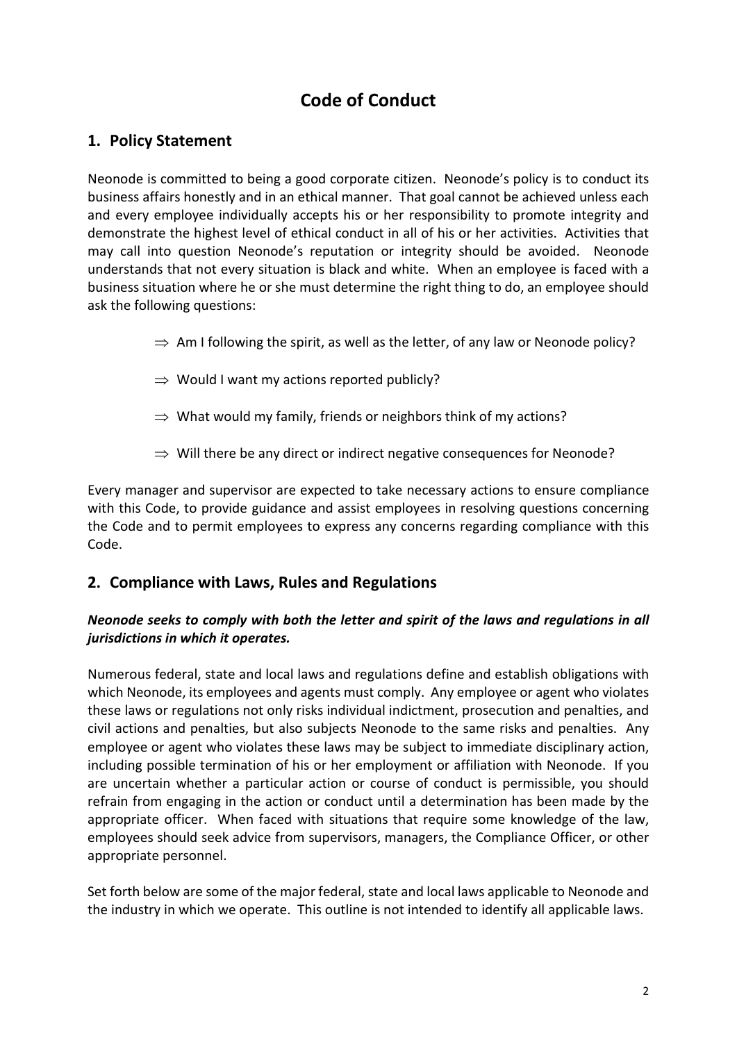# Code of Conduct

## 1. Policy Statement

Neonode is committed to being a good corporate citizen. Neonode's policy is to conduct its business affairs honestly and in an ethical manner. That goal cannot be achieved unless each and every employee individually accepts his or her responsibility to promote integrity and demonstrate the highest level of ethical conduct in all of his or her activities. Activities that may call into question Neonode's reputation or integrity should be avoided. Neonode understands that not every situation is black and white. When an employee is faced with a business situation where he or she must determine the right thing to do, an employee should ask the following questions:

- ⇒ Am I following the spirit, as well as the letter, of any law or Neonode policy?
- ⇒ Would I want my actions reported publicly?
- ⇒ What would my family, friends or neighbors think of my actions?
- ⇒ Will there be any direct or indirect negative consequences for Neonode?

Every manager and supervisor are expected to take necessary actions to ensure compliance with this Code, to provide guidance and assist employees in resolving questions concerning the Code and to permit employees to express any concerns regarding compliance with this Code.

## 2. Compliance with Laws, Rules and Regulations

***Neonode seeks to comply with both the letter and spirit of the laws and regulations in all jurisdictions in which it operates.***

Numerous federal, state and local laws and regulations define and establish obligations with which Neonode, its employees and agents must comply. Any employee or agent who violates these laws or regulations not only risks individual indictment, prosecution and penalties, and civil actions and penalties, but also subjects Neonode to the same risks and penalties. Any employee or agent who violates these laws may be subject to immediate disciplinary action, including possible termination of his or her employment or affiliation with Neonode. If you are uncertain whether a particular action or course of conduct is permissible, you should refrain from engaging in the action or conduct until a determination has been made by the appropriate officer. When faced with situations that require some knowledge of the law, employees should seek advice from supervisors, managers, the Compliance Officer, or other appropriate personnel.

Set forth below are some of the major federal, state and local laws applicable to Neonode and the industry in which we operate. This outline is not intended to identify all applicable laws.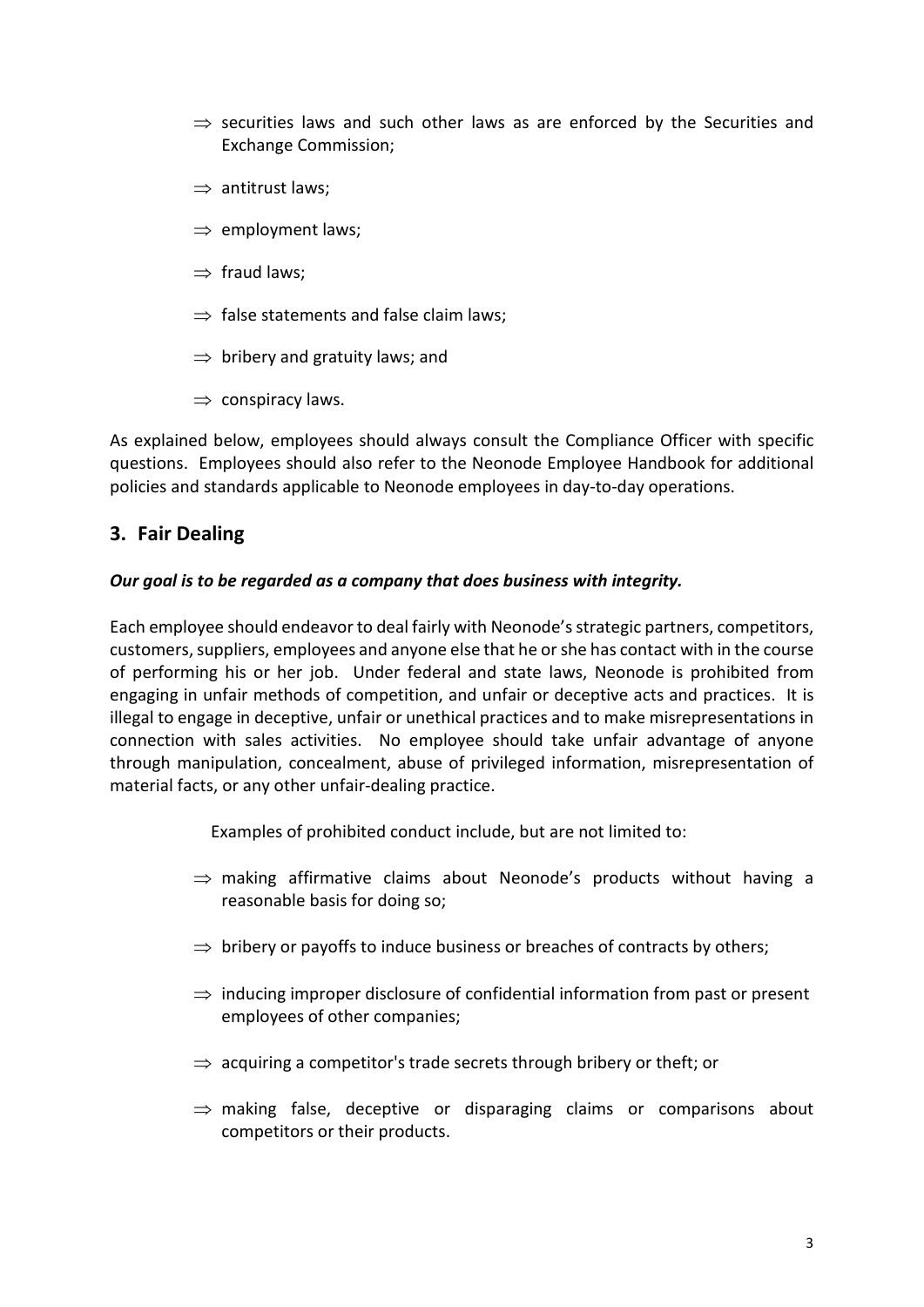- ⇒ securities laws and such other laws as are enforced by the Securities and Exchange Commission;
- ⇒ antitrust laws;
- ⇒ employment laws;
- ⇒ fraud laws;
- ⇒ false statements and false claim laws;
- ⇒ bribery and gratuity laws; and
- ⇒ conspiracy laws.

As explained below, employees should always consult the Compliance Officer with specific questions. Employees should also refer to the Neonode Employee Handbook for additional policies and standards applicable to Neonode employees in day-to-day operations.

## 3. Fair Dealing

***Our goal is to be regarded as a company that does business with integrity.***

Each employee should endeavor to deal fairly with Neonode's strategic partners, competitors, customers, suppliers, employees and anyone else that he or she has contact with in the course of performing his or her job. Under federal and state laws, Neonode is prohibited from engaging in unfair methods of competition, and unfair or deceptive acts and practices. It is illegal to engage in deceptive, unfair or unethical practices and to make misrepresentations in connection with sales activities. No employee should take unfair advantage of anyone through manipulation, concealment, abuse of privileged information, misrepresentation of material facts, or any other unfair-dealing practice.

Examples of prohibited conduct include, but are not limited to:

- ⇒ making affirmative claims about Neonode's products without having a reasonable basis for doing so;
- ⇒ bribery or payoffs to induce business or breaches of contracts by others;
- ⇒ inducing improper disclosure of confidential information from past or present employees of other companies;
- ⇒ acquiring a competitor's trade secrets through bribery or theft; or
- ⇒ making false, deceptive or disparaging claims or comparisons about competitors or their products.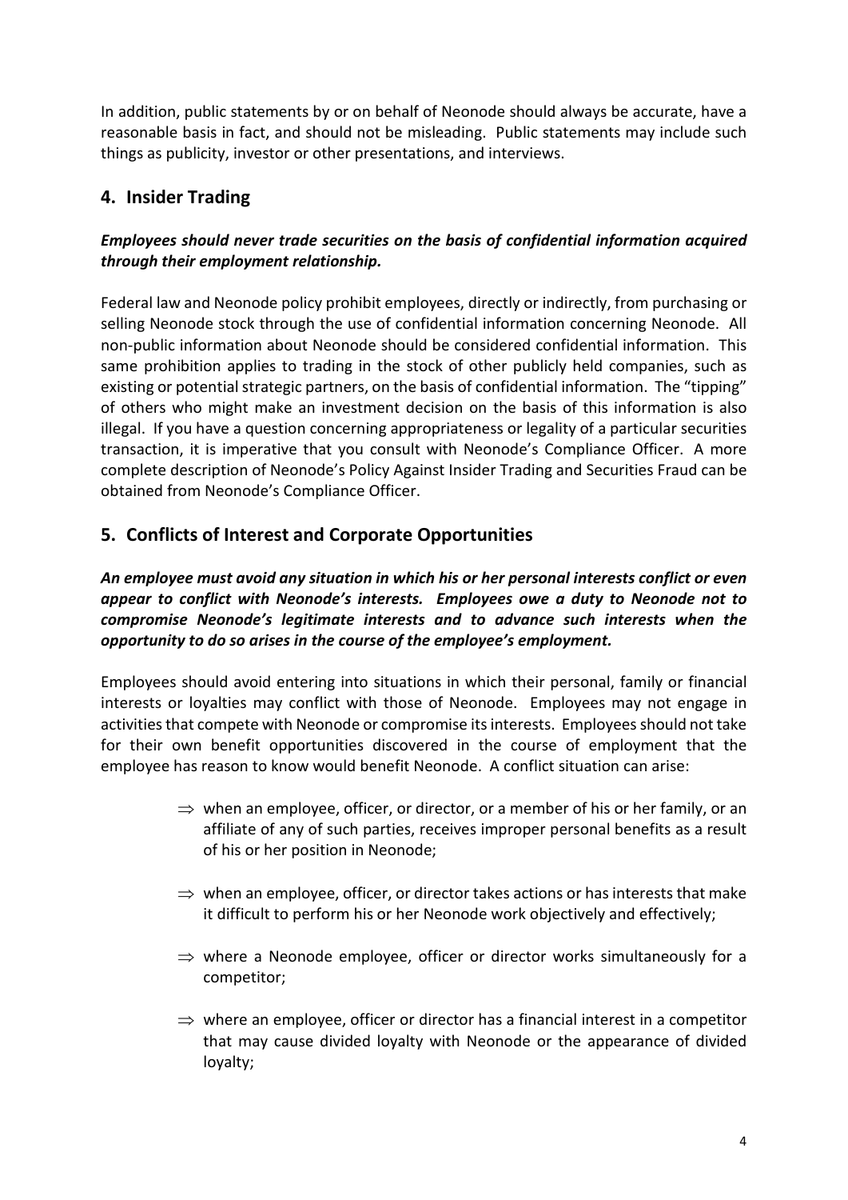In addition, public statements by or on behalf of Neonode should always be accurate, have a reasonable basis in fact, and should not be misleading. Public statements may include such things as publicity, investor or other presentations, and interviews.

## 4. Insider Trading

***Employees should never trade securities on the basis of confidential information acquired through their employment relationship.***

Federal law and Neonode policy prohibit employees, directly or indirectly, from purchasing or selling Neonode stock through the use of confidential information concerning Neonode. All non-public information about Neonode should be considered confidential information. This same prohibition applies to trading in the stock of other publicly held companies, such as existing or potential strategic partners, on the basis of confidential information. The "tipping" of others who might make an investment decision on the basis of this information is also illegal. If you have a question concerning appropriateness or legality of a particular securities transaction, it is imperative that you consult with Neonode's Compliance Officer. A more complete description of Neonode's Policy Against Insider Trading and Securities Fraud can be obtained from Neonode's Compliance Officer.

## 5. Conflicts of Interest and Corporate Opportunities

***An employee must avoid any situation in which his or her personal interests conflict or even appear to conflict with Neonode's interests. Employees owe a duty to Neonode not to compromise Neonode's legitimate interests and to advance such interests when the opportunity to do so arises in the course of the employee's employment.***

Employees should avoid entering into situations in which their personal, family or financial interests or loyalties may conflict with those of Neonode. Employees may not engage in activities that compete with Neonode or compromise its interests. Employees should not take for their own benefit opportunities discovered in the course of employment that the employee has reason to know would benefit Neonode. A conflict situation can arise:

- ⇒ when an employee, officer, or director, or a member of his or her family, or an affiliate of any of such parties, receives improper personal benefits as a result of his or her position in Neonode;
- ⇒ when an employee, officer, or director takes actions or has interests that make it difficult to perform his or her Neonode work objectively and effectively;
- ⇒ where a Neonode employee, officer or director works simultaneously for a competitor;
- ⇒ where an employee, officer or director has a financial interest in a competitor that may cause divided loyalty with Neonode or the appearance of divided loyalty;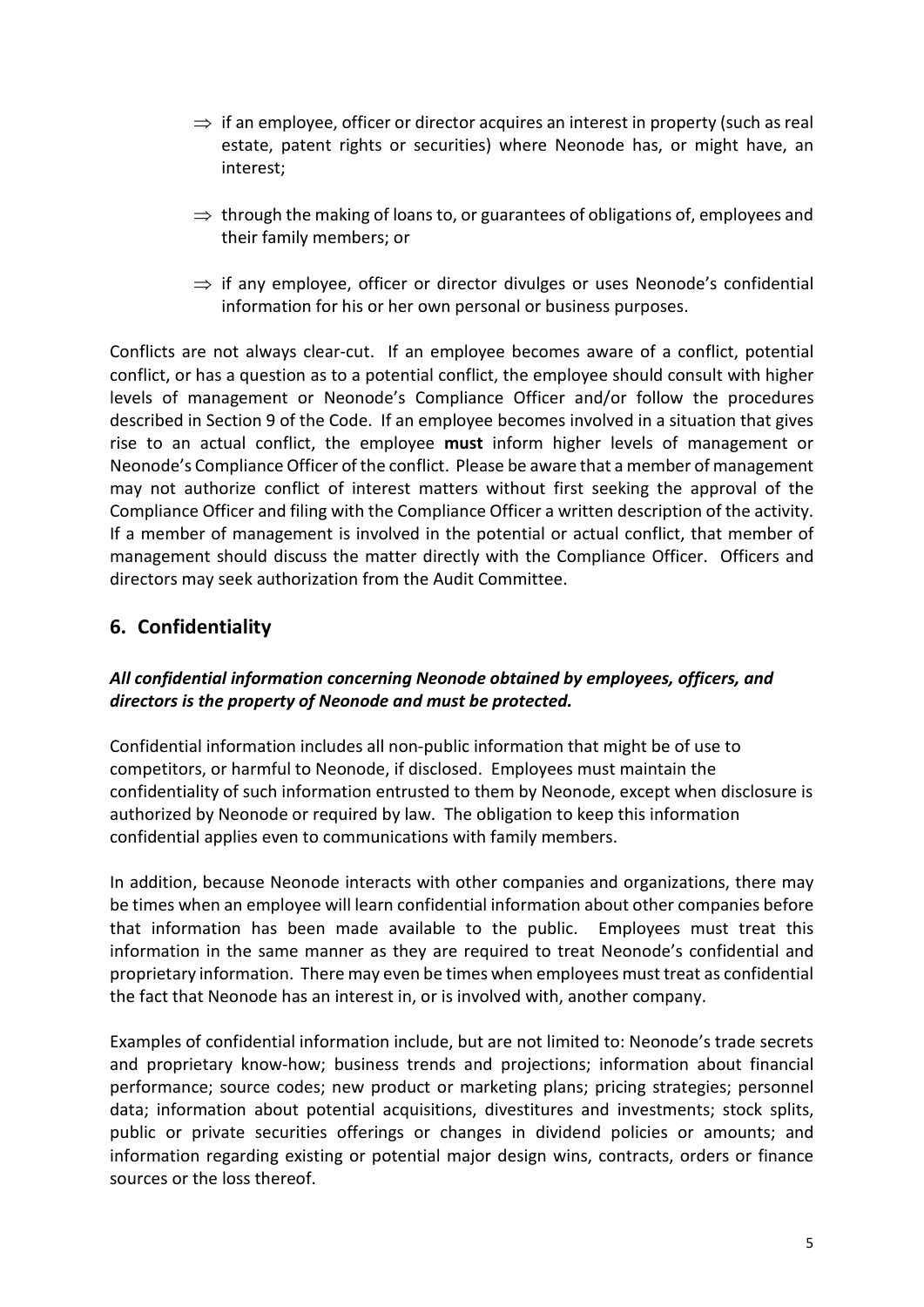- ⇒ if an employee, officer or director acquires an interest in property (such as real estate, patent rights or securities) where Neonode has, or might have, an interest;
- ⇒ through the making of loans to, or guarantees of obligations of, employees and their family members; or
- ⇒ if any employee, officer or director divulges or uses Neonode's confidential information for his or her own personal or business purposes.

Conflicts are not always clear-cut. If an employee becomes aware of a conflict, potential conflict, or has a question as to a potential conflict, the employee should consult with higher levels of management or Neonode's Compliance Officer and/or follow the procedures described in Section 9 of the Code. If an employee becomes involved in a situation that gives rise to an actual conflict, the employee **must** inform higher levels of management or Neonode's Compliance Officer of the conflict. Please be aware that a member of management may not authorize conflict of interest matters without first seeking the approval of the Compliance Officer and filing with the Compliance Officer a written description of the activity. If a member of management is involved in the potential or actual conflict, that member of management should discuss the matter directly with the Compliance Officer. Officers and directors may seek authorization from the Audit Committee.

## 6. Confidentiality

***All confidential information concerning Neonode obtained by employees, officers, and directors is the property of Neonode and must be protected.***

Confidential information includes all non-public information that might be of use to competitors, or harmful to Neonode, if disclosed. Employees must maintain the confidentiality of such information entrusted to them by Neonode, except when disclosure is authorized by Neonode or required by law. The obligation to keep this information confidential applies even to communications with family members.

In addition, because Neonode interacts with other companies and organizations, there may be times when an employee will learn confidential information about other companies before that information has been made available to the public. Employees must treat this information in the same manner as they are required to treat Neonode's confidential and proprietary information. There may even be times when employees must treat as confidential the fact that Neonode has an interest in, or is involved with, another company.

Examples of confidential information include, but are not limited to: Neonode's trade secrets and proprietary know-how; business trends and projections; information about financial performance; source codes; new product or marketing plans; pricing strategies; personnel data; information about potential acquisitions, divestitures and investments; stock splits, public or private securities offerings or changes in dividend policies or amounts; and information regarding existing or potential major design wins, contracts, orders or finance sources or the loss thereof.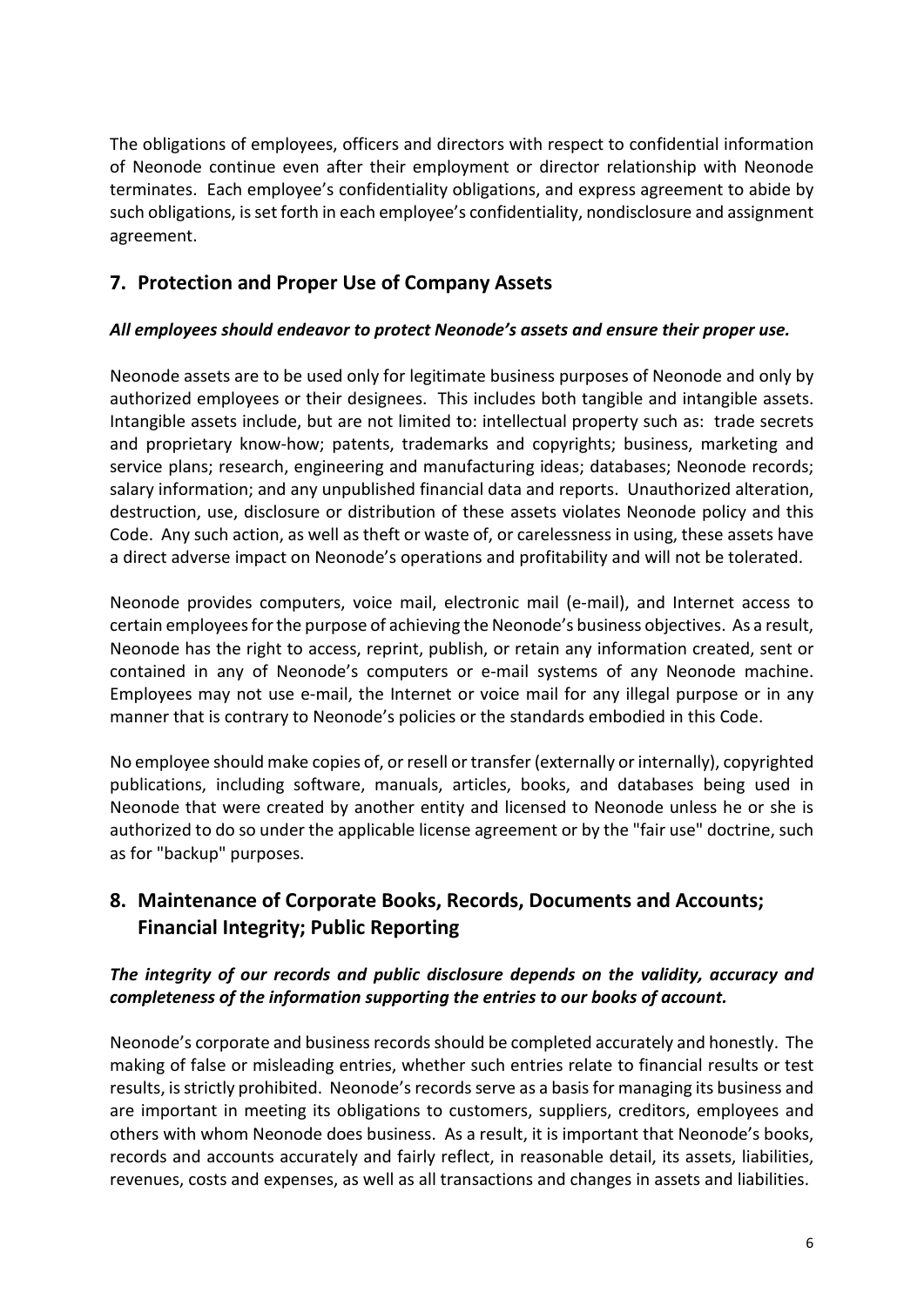The obligations of employees, officers and directors with respect to confidential information of Neonode continue even after their employment or director relationship with Neonode terminates. Each employee's confidentiality obligations, and express agreement to abide by such obligations, is set forth in each employee's confidentiality, nondisclosure and assignment agreement.

## 7. Protection and Proper Use of Company Assets

***All employees should endeavor to protect Neonode's assets and ensure their proper use.***

Neonode assets are to be used only for legitimate business purposes of Neonode and only by authorized employees or their designees. This includes both tangible and intangible assets. Intangible assets include, but are not limited to: intellectual property such as: trade secrets and proprietary know-how; patents, trademarks and copyrights; business, marketing and service plans; research, engineering and manufacturing ideas; databases; Neonode records; salary information; and any unpublished financial data and reports. Unauthorized alteration, destruction, use, disclosure or distribution of these assets violates Neonode policy and this Code. Any such action, as well as theft or waste of, or carelessness in using, these assets have a direct adverse impact on Neonode's operations and profitability and will not be tolerated.

Neonode provides computers, voice mail, electronic mail (e-mail), and Internet access to certain employees for the purpose of achieving the Neonode's business objectives. As a result, Neonode has the right to access, reprint, publish, or retain any information created, sent or contained in any of Neonode's computers or e-mail systems of any Neonode machine. Employees may not use e-mail, the Internet or voice mail for any illegal purpose or in any manner that is contrary to Neonode's policies or the standards embodied in this Code.

No employee should make copies of, or resell or transfer (externally or internally), copyrighted publications, including software, manuals, articles, books, and databases being used in Neonode that were created by another entity and licensed to Neonode unless he or she is authorized to do so under the applicable license agreement or by the "fair use" doctrine, such as for "backup" purposes.

## 8. Maintenance of Corporate Books, Records, Documents and Accounts; Financial Integrity; Public Reporting

***The integrity of our records and public disclosure depends on the validity, accuracy and completeness of the information supporting the entries to our books of account.***

Neonode's corporate and business records should be completed accurately and honestly. The making of false or misleading entries, whether such entries relate to financial results or test results, is strictly prohibited. Neonode's records serve as a basis for managing its business and are important in meeting its obligations to customers, suppliers, creditors, employees and others with whom Neonode does business. As a result, it is important that Neonode's books, records and accounts accurately and fairly reflect, in reasonable detail, its assets, liabilities, revenues, costs and expenses, as well as all transactions and changes in assets and liabilities.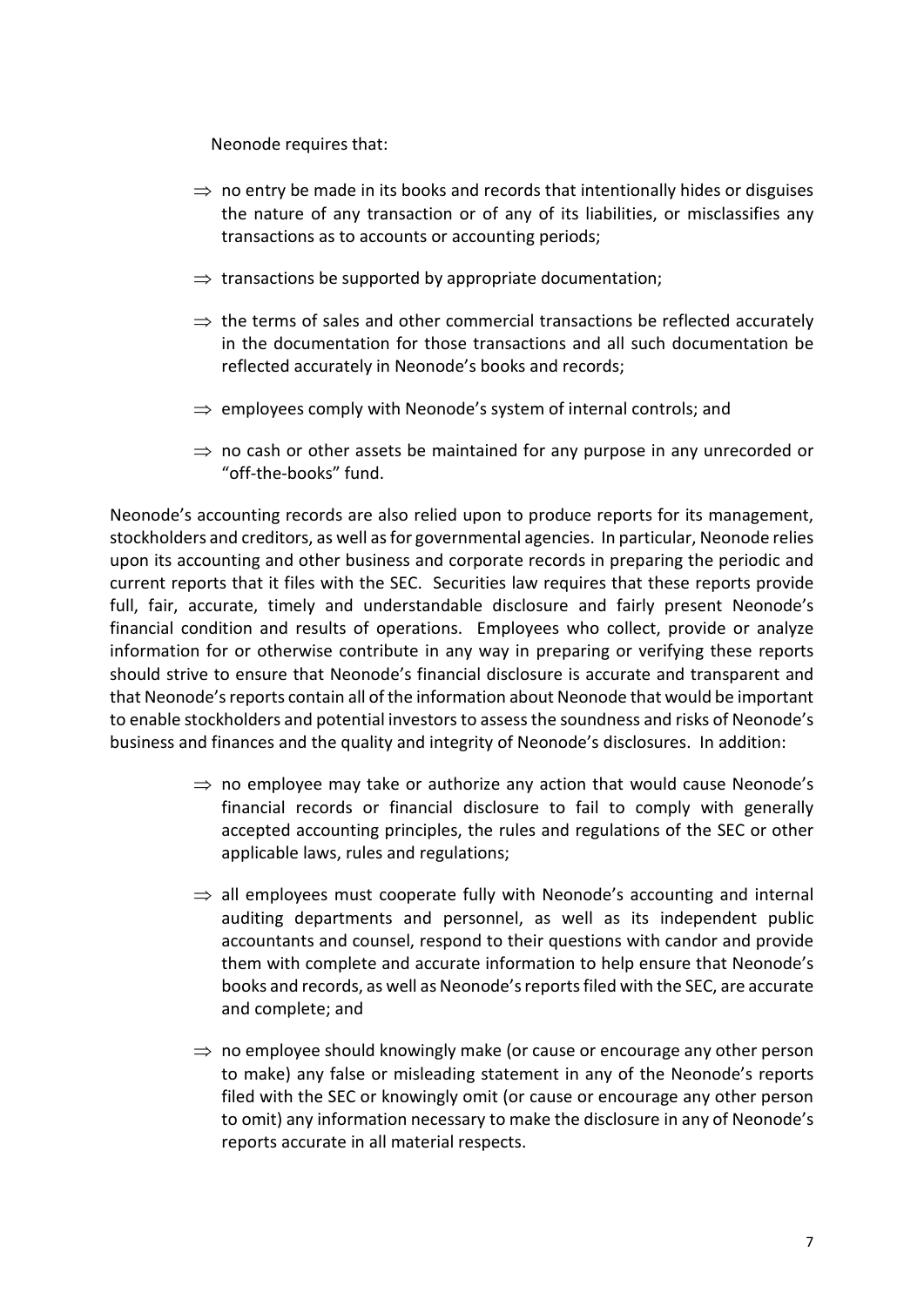Neonode requires that:

- ⇒ no entry be made in its books and records that intentionally hides or disguises the nature of any transaction or of any of its liabilities, or misclassifies any transactions as to accounts or accounting periods;
- ⇒ transactions be supported by appropriate documentation;
- ⇒ the terms of sales and other commercial transactions be reflected accurately in the documentation for those transactions and all such documentation be reflected accurately in Neonode's books and records;
- ⇒ employees comply with Neonode's system of internal controls; and
- ⇒ no cash or other assets be maintained for any purpose in any unrecorded or "off-the-books" fund.

Neonode's accounting records are also relied upon to produce reports for its management, stockholders and creditors, as well as for governmental agencies. In particular, Neonode relies upon its accounting and other business and corporate records in preparing the periodic and current reports that it files with the SEC. Securities law requires that these reports provide full, fair, accurate, timely and understandable disclosure and fairly present Neonode's financial condition and results of operations. Employees who collect, provide or analyze information for or otherwise contribute in any way in preparing or verifying these reports should strive to ensure that Neonode's financial disclosure is accurate and transparent and that Neonode's reports contain all of the information about Neonode that would be important to enable stockholders and potential investors to assess the soundness and risks of Neonode's business and finances and the quality and integrity of Neonode's disclosures. In addition:

- ⇒ no employee may take or authorize any action that would cause Neonode's financial records or financial disclosure to fail to comply with generally accepted accounting principles, the rules and regulations of the SEC or other applicable laws, rules and regulations;
- ⇒ all employees must cooperate fully with Neonode's accounting and internal auditing departments and personnel, as well as its independent public accountants and counsel, respond to their questions with candor and provide them with complete and accurate information to help ensure that Neonode's books and records, as well as Neonode's reports filed with the SEC, are accurate and complete; and
- ⇒ no employee should knowingly make (or cause or encourage any other person to make) any false or misleading statement in any of the Neonode's reports filed with the SEC or knowingly omit (or cause or encourage any other person to omit) any information necessary to make the disclosure in any of Neonode's reports accurate in all material respects.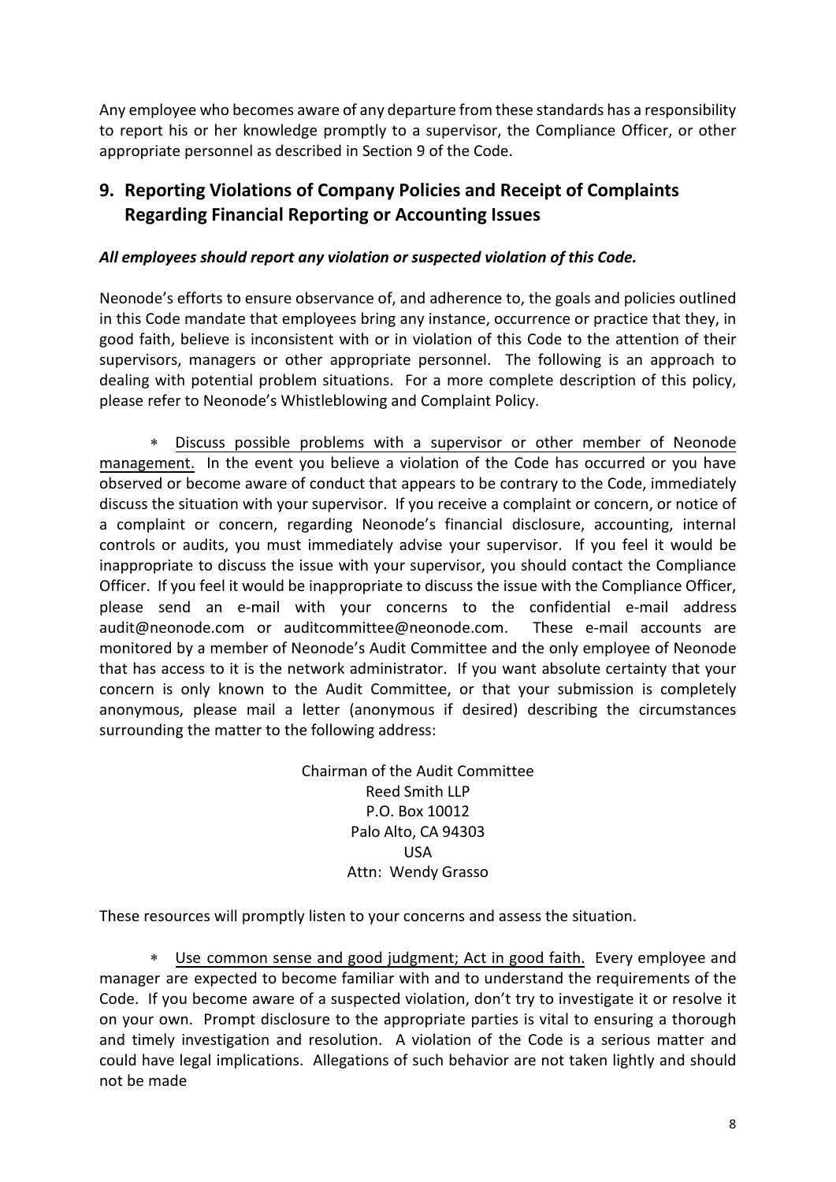Any employee who becomes aware of any departure from these standards has a responsibility to report his or her knowledge promptly to a supervisor, the Compliance Officer, or other appropriate personnel as described in Section 9 of the Code.

## 9. Reporting Violations of Company Policies and Receipt of Complaints Regarding Financial Reporting or Accounting Issues

***All employees should report any violation or suspected violation of this Code.***

Neonode's efforts to ensure observance of, and adherence to, the goals and policies outlined in this Code mandate that employees bring any instance, occurrence or practice that they, in good faith, believe is inconsistent with or in violation of this Code to the attention of their supervisors, managers or other appropriate personnel. The following is an approach to dealing with potential problem situations. For a more complete description of this policy, please refer to Neonode's Whistleblowing and Complaint Policy.

* Discuss possible problems with a supervisor or other member of Neonode management. In the event you believe a violation of the Code has occurred or you have observed or become aware of conduct that appears to be contrary to the Code, immediately discuss the situation with your supervisor. If you receive a complaint or concern, or notice of a complaint or concern, regarding Neonode's financial disclosure, accounting, internal controls or audits, you must immediately advise your supervisor. If you feel it would be inappropriate to discuss the issue with your supervisor, you should contact the Compliance Officer. If you feel it would be inappropriate to discuss the issue with the Compliance Officer, please send an e-mail with your concerns to the confidential e-mail address audit@neonode.com or auditcommittee@neonode.com. These e-mail accounts are monitored by a member of Neonode's Audit Committee and the only employee of Neonode that has access to it is the network administrator. If you want absolute certainty that your concern is only known to the Audit Committee, or that your submission is completely anonymous, please mail a letter (anonymous if desired) describing the circumstances surrounding the matter to the following address:

Chairman of the Audit Committee
Reed Smith LLP
P.O. Box 10012
Palo Alto, CA 94303
USA
Attn: Wendy Grasso

These resources will promptly listen to your concerns and assess the situation.

* Use common sense and good judgment; Act in good faith. Every employee and manager are expected to become familiar with and to understand the requirements of the Code. If you become aware of a suspected violation, don't try to investigate it or resolve it on your own. Prompt disclosure to the appropriate parties is vital to ensuring a thorough and timely investigation and resolution. A violation of the Code is a serious matter and could have legal implications. Allegations of such behavior are not taken lightly and should not be made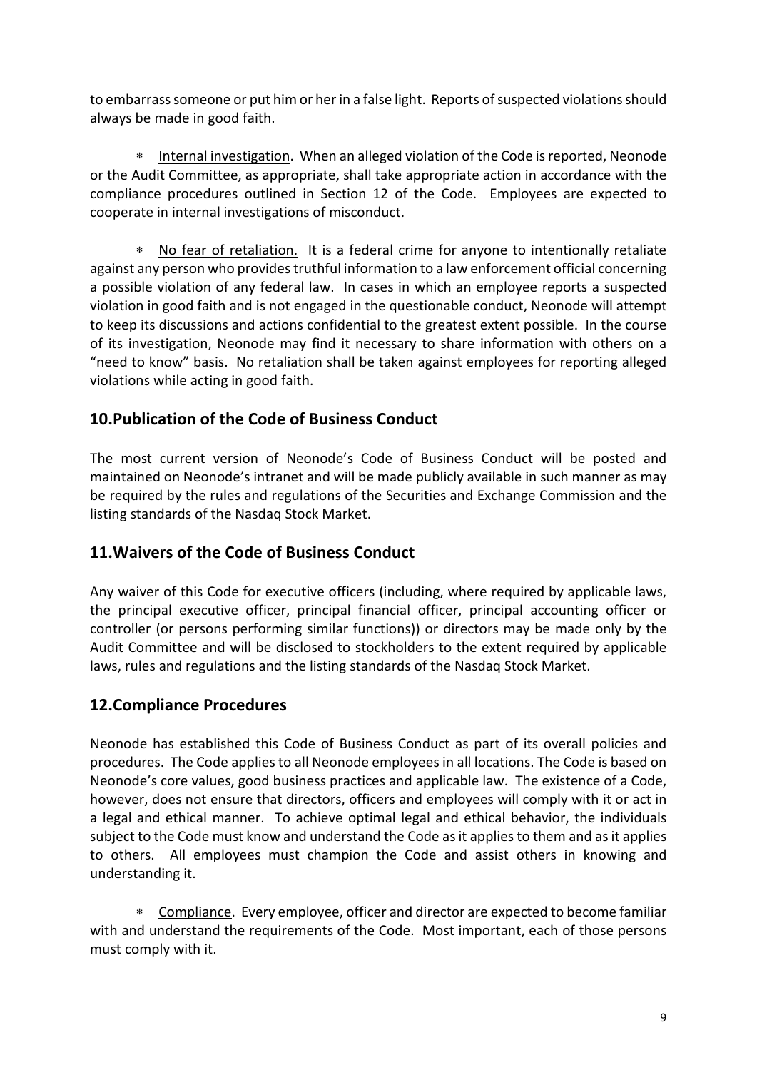to embarrass someone or put him or her in a false light. Reports of suspected violations should always be made in good faith.

- Internal investigation. When an alleged violation of the Code is reported, Neonode or the Audit Committee, as appropriate, shall take appropriate action in accordance with the compliance procedures outlined in Section 12 of the Code. Employees are expected to cooperate in internal investigations of misconduct.

- No fear of retaliation. It is a federal crime for anyone to intentionally retaliate against any person who provides truthful information to a law enforcement official concerning a possible violation of any federal law. In cases in which an employee reports a suspected violation in good faith and is not engaged in the questionable conduct, Neonode will attempt to keep its discussions and actions confidential to the greatest extent possible. In the course of its investigation, Neonode may find it necessary to share information with others on a "need to know" basis. No retaliation shall be taken against employees for reporting alleged violations while acting in good faith.

## 10.Publication of the Code of Business Conduct

The most current version of Neonode's Code of Business Conduct will be posted and maintained on Neonode's intranet and will be made publicly available in such manner as may be required by the rules and regulations of the Securities and Exchange Commission and the listing standards of the Nasdaq Stock Market.

## 11.Waivers of the Code of Business Conduct

Any waiver of this Code for executive officers (including, where required by applicable laws, the principal executive officer, principal financial officer, principal accounting officer or controller (or persons performing similar functions)) or directors may be made only by the Audit Committee and will be disclosed to stockholders to the extent required by applicable laws, rules and regulations and the listing standards of the Nasdaq Stock Market.

## 12.Compliance Procedures

Neonode has established this Code of Business Conduct as part of its overall policies and procedures. The Code applies to all Neonode employees in all locations. The Code is based on Neonode's core values, good business practices and applicable law. The existence of a Code, however, does not ensure that directors, officers and employees will comply with it or act in a legal and ethical manner. To achieve optimal legal and ethical behavior, the individuals subject to the Code must know and understand the Code as it applies to them and as it applies to others. All employees must champion the Code and assist others in knowing and understanding it.

- Compliance. Every employee, officer and director are expected to become familiar with and understand the requirements of the Code. Most important, each of those persons must comply with it.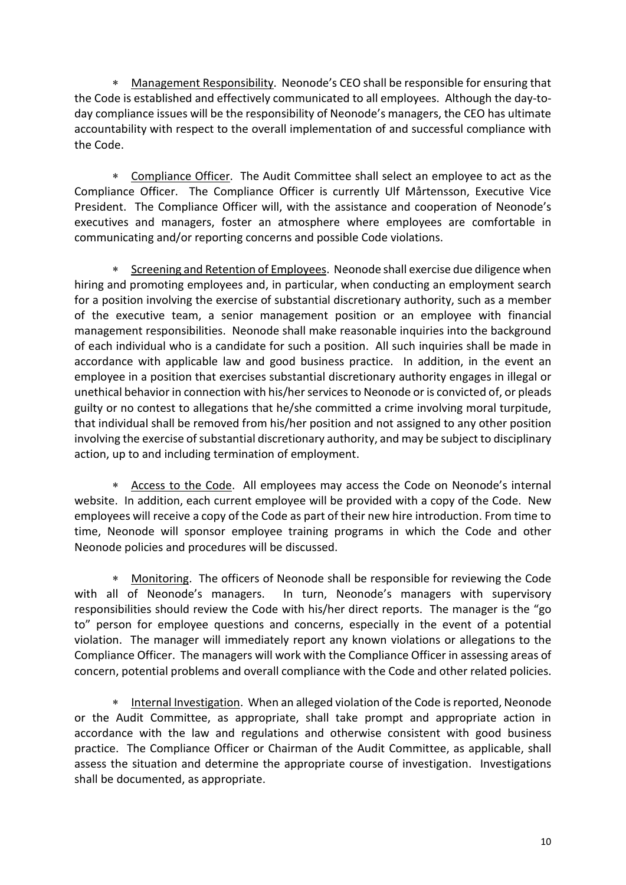* Management Responsibility. Neonode's CEO shall be responsible for ensuring that the Code is established and effectively communicated to all employees. Although the day-to-day compliance issues will be the responsibility of Neonode's managers, the CEO has ultimate accountability with respect to the overall implementation of and successful compliance with the Code.

* Compliance Officer. The Audit Committee shall select an employee to act as the Compliance Officer. The Compliance Officer is currently Ulf Mårtensson, Executive Vice President. The Compliance Officer will, with the assistance and cooperation of Neonode's executives and managers, foster an atmosphere where employees are comfortable in communicating and/or reporting concerns and possible Code violations.

* Screening and Retention of Employees. Neonode shall exercise due diligence when hiring and promoting employees and, in particular, when conducting an employment search for a position involving the exercise of substantial discretionary authority, such as a member of the executive team, a senior management position or an employee with financial management responsibilities. Neonode shall make reasonable inquiries into the background of each individual who is a candidate for such a position. All such inquiries shall be made in accordance with applicable law and good business practice. In addition, in the event an employee in a position that exercises substantial discretionary authority engages in illegal or unethical behavior in connection with his/her services to Neonode or is convicted of, or pleads guilty or no contest to allegations that he/she committed a crime involving moral turpitude, that individual shall be removed from his/her position and not assigned to any other position involving the exercise of substantial discretionary authority, and may be subject to disciplinary action, up to and including termination of employment.

* Access to the Code. All employees may access the Code on Neonode's internal website. In addition, each current employee will be provided with a copy of the Code. New employees will receive a copy of the Code as part of their new hire introduction. From time to time, Neonode will sponsor employee training programs in which the Code and other Neonode policies and procedures will be discussed.

* Monitoring. The officers of Neonode shall be responsible for reviewing the Code with all of Neonode's managers. In turn, Neonode's managers with supervisory responsibilities should review the Code with his/her direct reports. The manager is the "go to" person for employee questions and concerns, especially in the event of a potential violation. The manager will immediately report any known violations or allegations to the Compliance Officer. The managers will work with the Compliance Officer in assessing areas of concern, potential problems and overall compliance with the Code and other related policies.

* Internal Investigation. When an alleged violation of the Code is reported, Neonode or the Audit Committee, as appropriate, shall take prompt and appropriate action in accordance with the law and regulations and otherwise consistent with good business practice. The Compliance Officer or Chairman of the Audit Committee, as applicable, shall assess the situation and determine the appropriate course of investigation. Investigations shall be documented, as appropriate.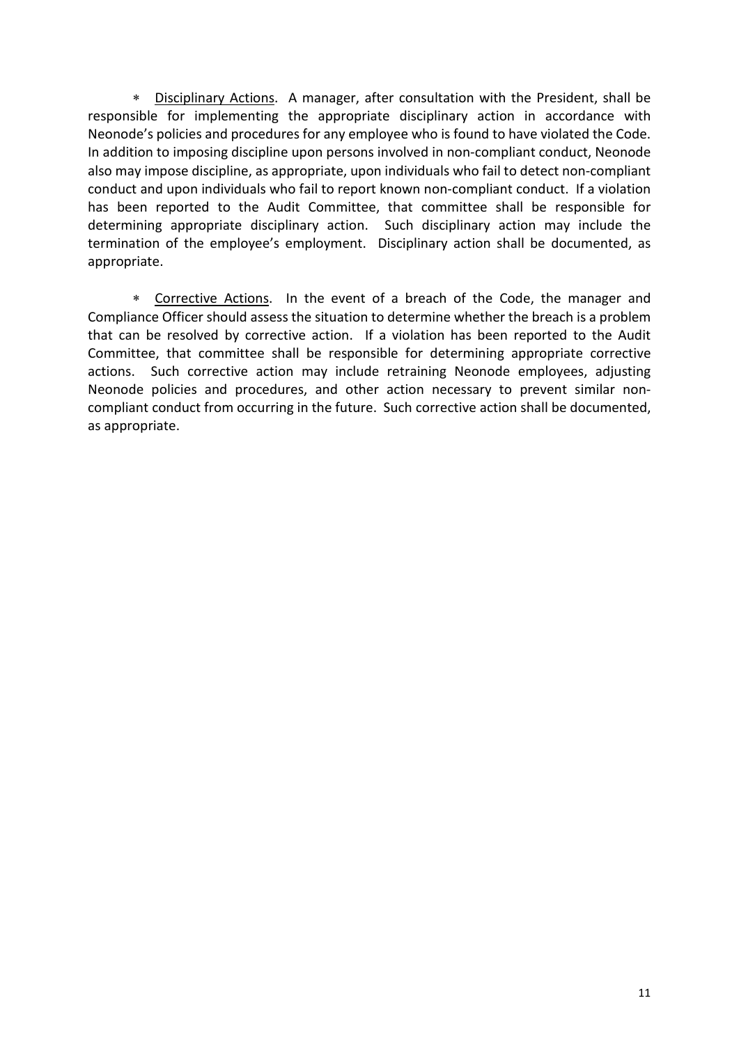* Disciplinary Actions. A manager, after consultation with the President, shall be responsible for implementing the appropriate disciplinary action in accordance with Neonode's policies and procedures for any employee who is found to have violated the Code. In addition to imposing discipline upon persons involved in non-compliant conduct, Neonode also may impose discipline, as appropriate, upon individuals who fail to detect non-compliant conduct and upon individuals who fail to report known non-compliant conduct. If a violation has been reported to the Audit Committee, that committee shall be responsible for determining appropriate disciplinary action. Such disciplinary action may include the termination of the employee's employment. Disciplinary action shall be documented, as appropriate.

* Corrective Actions. In the event of a breach of the Code, the manager and Compliance Officer should assess the situation to determine whether the breach is a problem that can be resolved by corrective action. If a violation has been reported to the Audit Committee, that committee shall be responsible for determining appropriate corrective actions. Such corrective action may include retraining Neonode employees, adjusting Neonode policies and procedures, and other action necessary to prevent similar non-compliant conduct from occurring in the future. Such corrective action shall be documented, as appropriate.